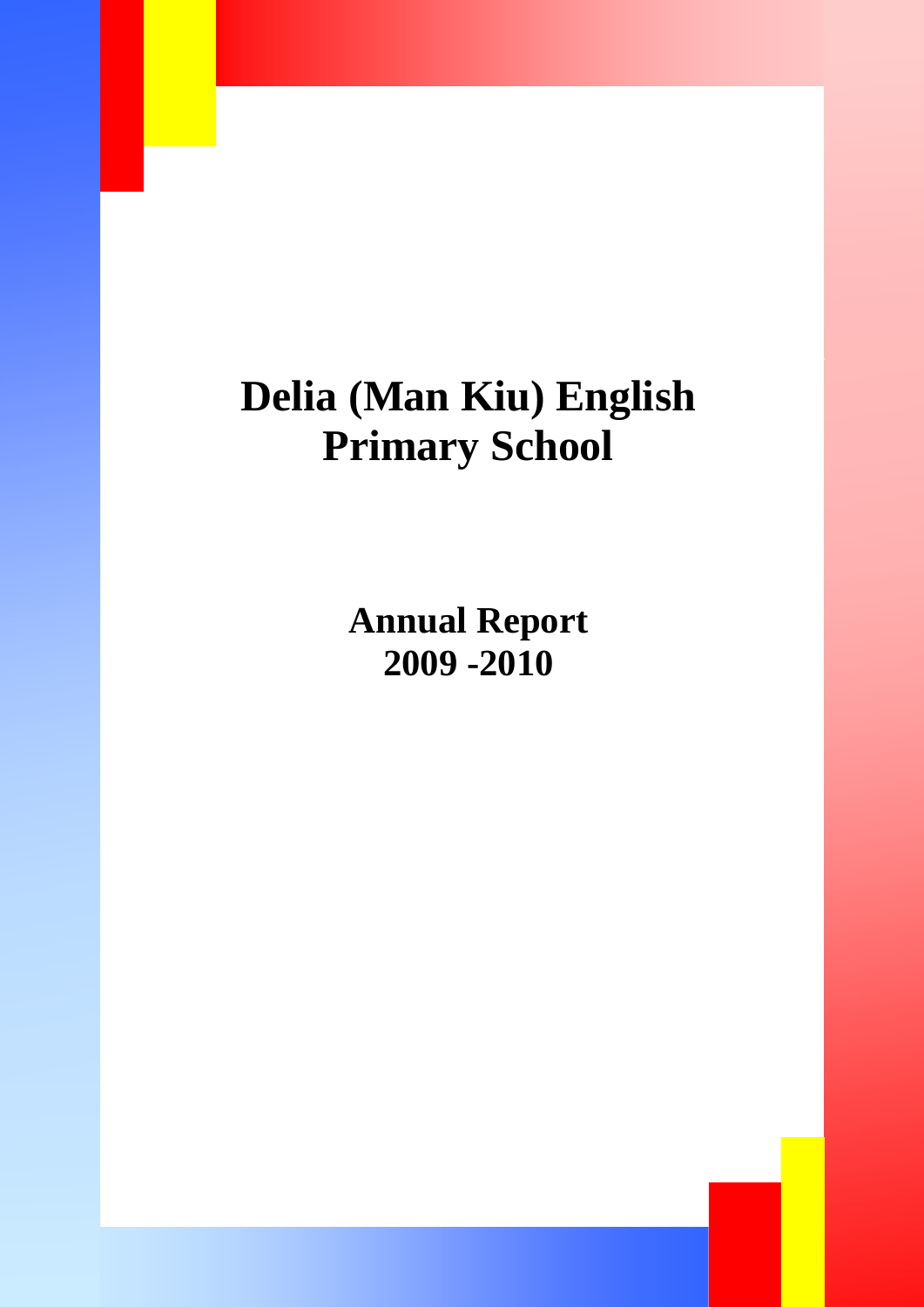# Delia (Man Kiu) English Primary School

## Annual Report
## 2009 -2010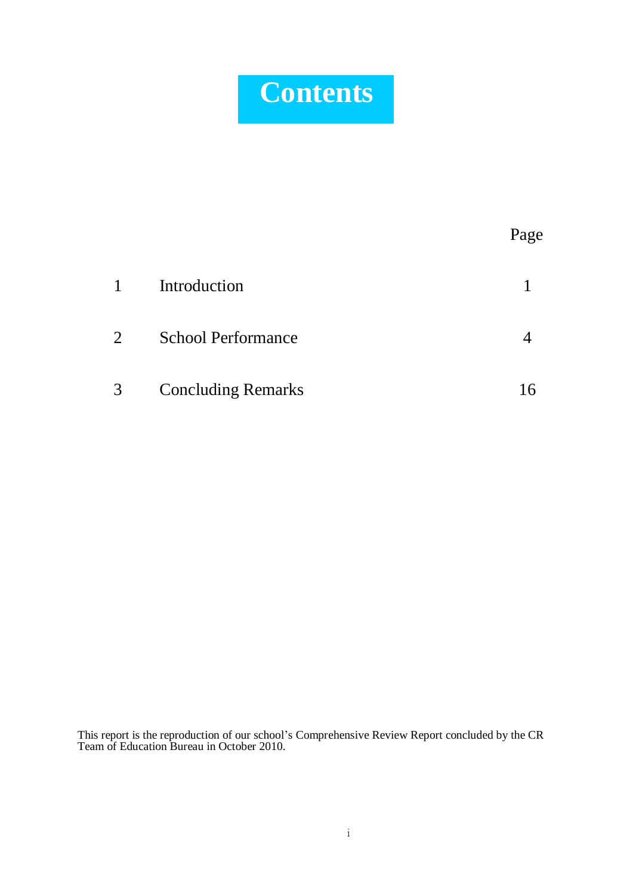# Contents

| | | Page |
|---|---|---|
| 1 | Introduction | 1 |
| 2 | School Performance | 4 |
| 3 | Concluding Remarks | 16 |

This report is the reproduction of our school's Comprehensive Review Report concluded by the CR Team of Education Bureau in October 2010.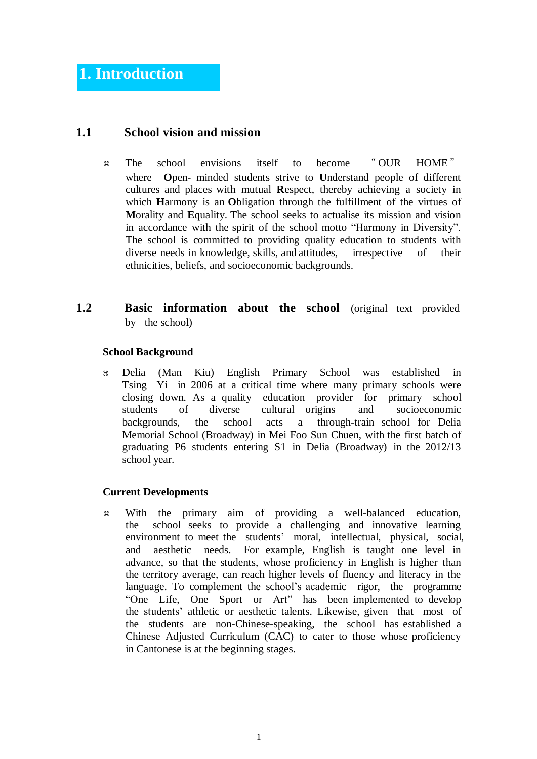# 1. Introduction

## 1.1 School vision and mission

- The school envisions itself to become "OUR HOME" where **O**pen- minded students strive to **U**nderstand people of different cultures and places with mutual **R**espect, thereby achieving a society in which **H**armony is an **O**bligation through the fulfillment of the virtues of **M**orality and **E**quality. The school seeks to actualise its mission and vision in accordance with the spirit of the school motto "Harmony in Diversity". The school is committed to providing quality education to students with diverse needs in knowledge, skills, and attitudes, irrespective of their ethnicities, beliefs, and socioeconomic backgrounds.

## 1.2 Basic information about the school (original text provided by the school)

### School Background

- Delia (Man Kiu) English Primary School was established in Tsing Yi in 2006 at a critical time where many primary schools were closing down. As a quality education provider for primary school students of diverse cultural origins and socioeconomic backgrounds, the school acts a through-train school for Delia Memorial School (Broadway) in Mei Foo Sun Chuen, with the first batch of graduating P6 students entering S1 in Delia (Broadway) in the 2012/13 school year.

### Current Developments

- With the primary aim of providing a well-balanced education, the school seeks to provide a challenging and innovative learning environment to meet the students' moral, intellectual, physical, social, and aesthetic needs. For example, English is taught one level in advance, so that the students, whose proficiency in English is higher than the territory average, can reach higher levels of fluency and literacy in the language. To complement the school's academic rigor, the programme "One Life, One Sport or Art" has been implemented to develop the students' athletic or aesthetic talents. Likewise, given that most of the students are non-Chinese-speaking, the school has established a Chinese Adjusted Curriculum (CAC) to cater to those whose proficiency in Cantonese is at the beginning stages.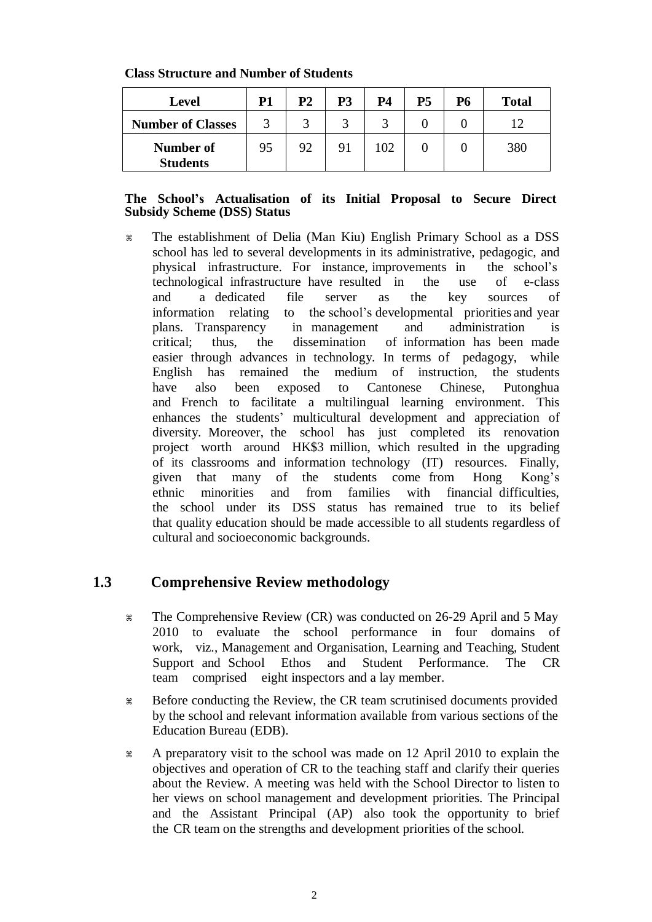**Class Structure and Number of Students**

| Level | P1 | P2 | P3 | P4 | P5 | P6 | Total |
|---|---|---|---|---|---|---|---|
| **Number of Classes** | 3 | 3 | 3 | 3 | 0 | 0 | 12 |
| **Number of Students** | 95 | 92 | 91 | 102 | 0 | 0 | 380 |

**The School's Actualisation of its Initial Proposal to Secure Direct Subsidy Scheme (DSS) Status**

- The establishment of Delia (Man Kiu) English Primary School as a DSS school has led to several developments in its administrative, pedagogic, and physical infrastructure. For instance, improvements in the school's technological infrastructure have resulted in the use of e-class and a dedicated file server as the key sources of information relating to the school's developmental priorities and year plans. Transparency in management and administration is critical; thus, the dissemination of information has been made easier through advances in technology. In terms of pedagogy, while English has remained the medium of instruction, the students have also been exposed to Cantonese Chinese, Putonghua and French to facilitate a multilingual learning environment. This enhances the students' multicultural development and appreciation of diversity. Moreover, the school has just completed its renovation project worth around HK$3 million, which resulted in the upgrading of its classrooms and information technology (IT) resources. Finally, given that many of the students come from Hong Kong's ethnic minorities and from families with financial difficulties, the school under its DSS status has remained true to its belief that quality education should be made accessible to all students regardless of cultural and socioeconomic backgrounds.

## 1.3 Comprehensive Review methodology

- The Comprehensive Review (CR) was conducted on 26-29 April and 5 May 2010 to evaluate the school performance in four domains of work, viz., Management and Organisation, Learning and Teaching, Student Support and School Ethos and Student Performance. The CR team comprised eight inspectors and a lay member.
- Before conducting the Review, the CR team scrutinised documents provided by the school and relevant information available from various sections of the Education Bureau (EDB).
- A preparatory visit to the school was made on 12 April 2010 to explain the objectives and operation of CR to the teaching staff and clarify their queries about the Review. A meeting was held with the School Director to listen to her views on school management and development priorities. The Principal and the Assistant Principal (AP) also took the opportunity to brief the CR team on the strengths and development priorities of the school.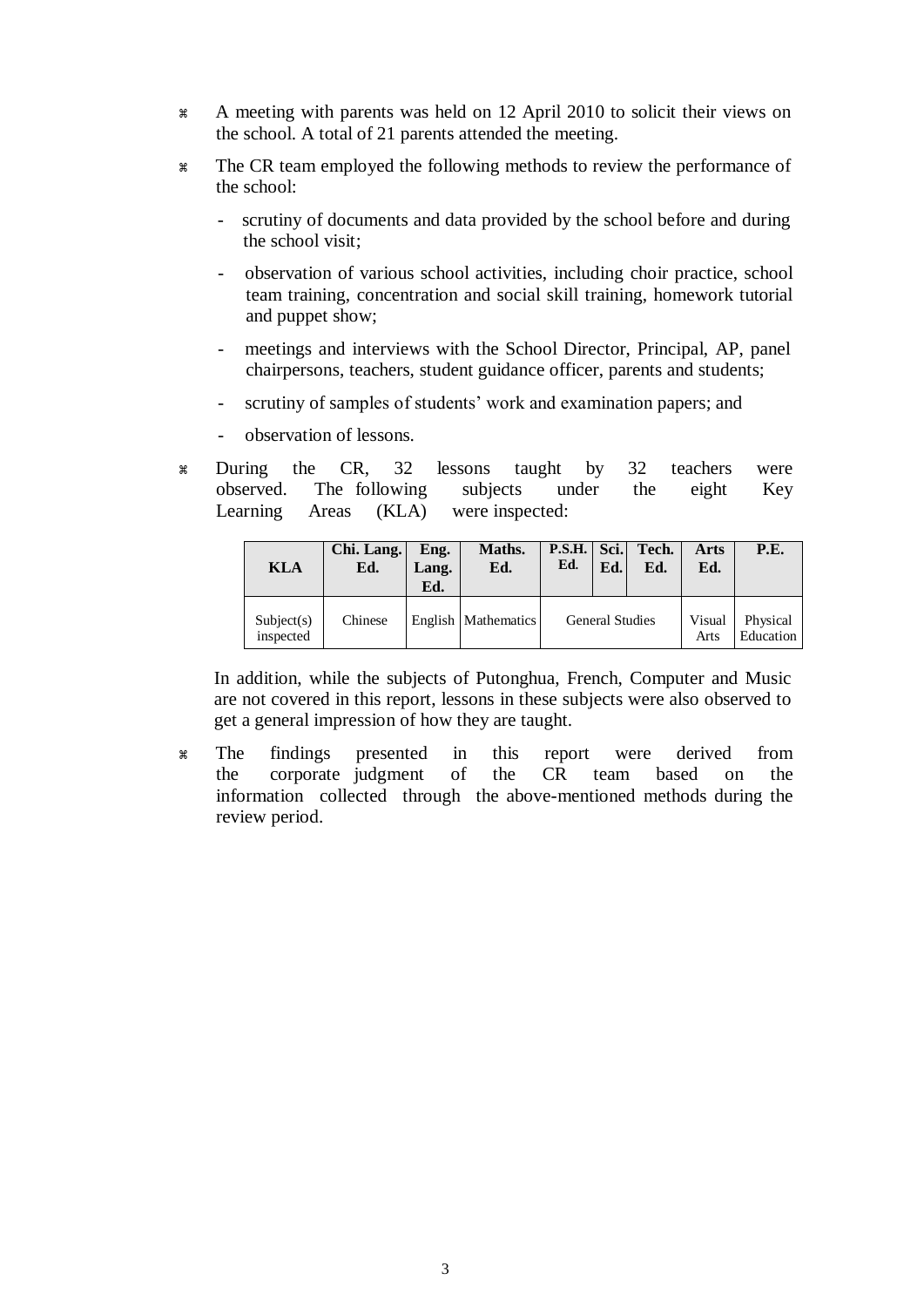- A meeting with parents was held on 12 April 2010 to solicit their views on the school. A total of 21 parents attended the meeting.
- The CR team employed the following methods to review the performance of the school:
  - scrutiny of documents and data provided by the school before and during the school visit;
  - observation of various school activities, including choir practice, school team training, concentration and social skill training, homework tutorial and puppet show;
  - meetings and interviews with the School Director, Principal, AP, panel chairpersons, teachers, student guidance officer, parents and students;
  - scrutiny of samples of students' work and examination papers; and
  - observation of lessons.
- During the CR, 32 lessons taught by 32 teachers were observed. The following subjects under the eight Key Learning Areas (KLA) were inspected:

| KLA | Chi. Lang. Ed. | Eng. Lang. Ed. | Maths. Ed. | P.S.H. Ed. | Sci. Ed. | Tech. Ed. | Arts Ed. | P.E. |
|---|---|---|---|---|---|---|---|---|
| Subject(s) inspected | Chinese | English | Mathematics | General Studies | | | Visual Arts | Physical Education |

  In addition, while the subjects of Putonghua, French, Computer and Music are not covered in this report, lessons in these subjects were also observed to get a general impression of how they are taught.

- The findings presented in this report were derived from the corporate judgment of the CR team based on the information collected through the above-mentioned methods during the review period.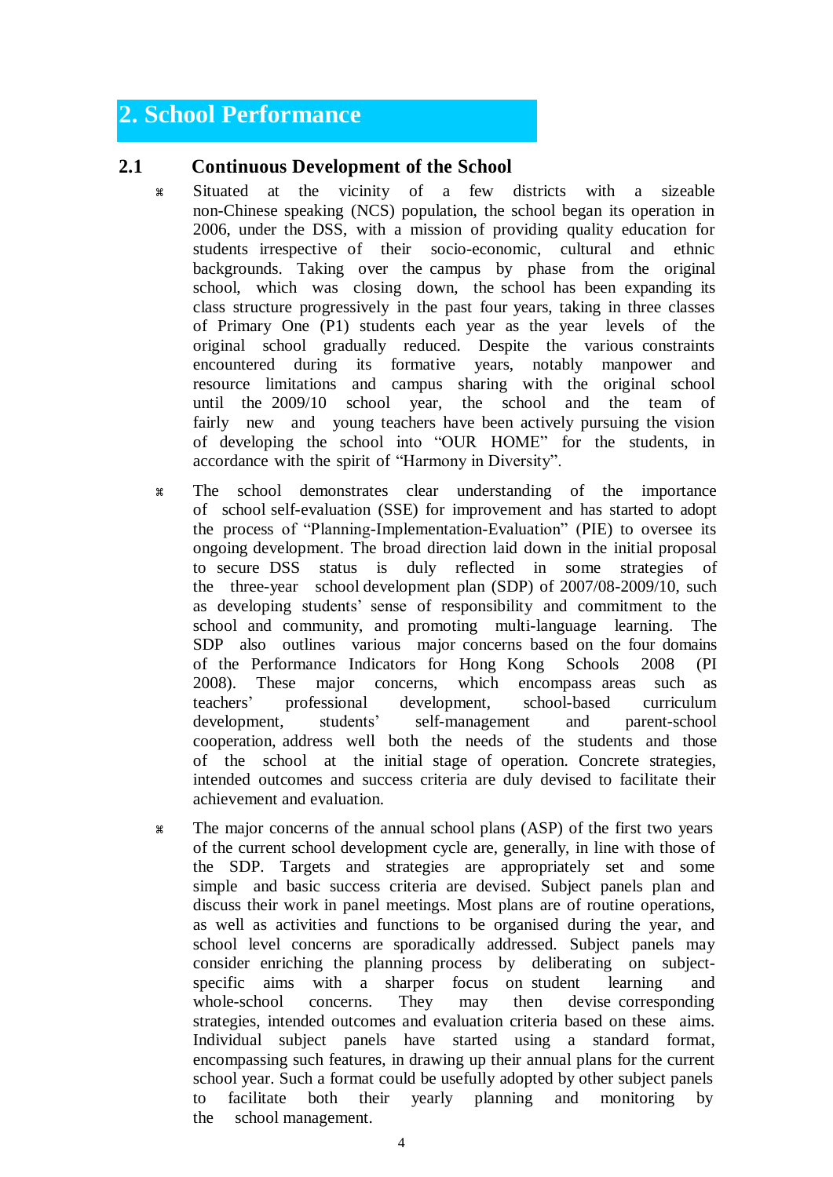# 2. School Performance

## 2.1 Continuous Development of the School

- Situated at the vicinity of a few districts with a sizeable non-Chinese speaking (NCS) population, the school began its operation in 2006, under the DSS, with a mission of providing quality education for students irrespective of their socio-economic, cultural and ethnic backgrounds. Taking over the campus by phase from the original school, which was closing down, the school has been expanding its class structure progressively in the past four years, taking in three classes of Primary One (P1) students each year as the year levels of the original school gradually reduced. Despite the various constraints encountered during its formative years, notably manpower and resource limitations and campus sharing with the original school until the 2009/10 school year, the school and the team of fairly new and young teachers have been actively pursuing the vision of developing the school into "OUR HOME" for the students, in accordance with the spirit of "Harmony in Diversity".

- The school demonstrates clear understanding of the importance of school self-evaluation (SSE) for improvement and has started to adopt the process of "Planning-Implementation-Evaluation" (PIE) to oversee its ongoing development. The broad direction laid down in the initial proposal to secure DSS status is duly reflected in some strategies of the three-year school development plan (SDP) of 2007/08-2009/10, such as developing students' sense of responsibility and commitment to the school and community, and promoting multi-language learning. The SDP also outlines various major concerns based on the four domains of the Performance Indicators for Hong Kong Schools 2008 (PI 2008). These major concerns, which encompass areas such as teachers' professional development, school-based curriculum development, students' self-management and parent-school cooperation, address well both the needs of the students and those of the school at the initial stage of operation. Concrete strategies, intended outcomes and success criteria are duly devised to facilitate their achievement and evaluation.

- The major concerns of the annual school plans (ASP) of the first two years of the current school development cycle are, generally, in line with those of the SDP. Targets and strategies are appropriately set and some simple and basic success criteria are devised. Subject panels plan and discuss their work in panel meetings. Most plans are of routine operations, as well as activities and functions to be organised during the year, and school level concerns are sporadically addressed. Subject panels may consider enriching the planning process by deliberating on subject-specific aims with a sharper focus on student learning and whole-school concerns. They may then devise corresponding strategies, intended outcomes and evaluation criteria based on these aims. Individual subject panels have started using a standard format, encompassing such features, in drawing up their annual plans for the current school year. Such a format could be usefully adopted by other subject panels to facilitate both their yearly planning and monitoring by the school management.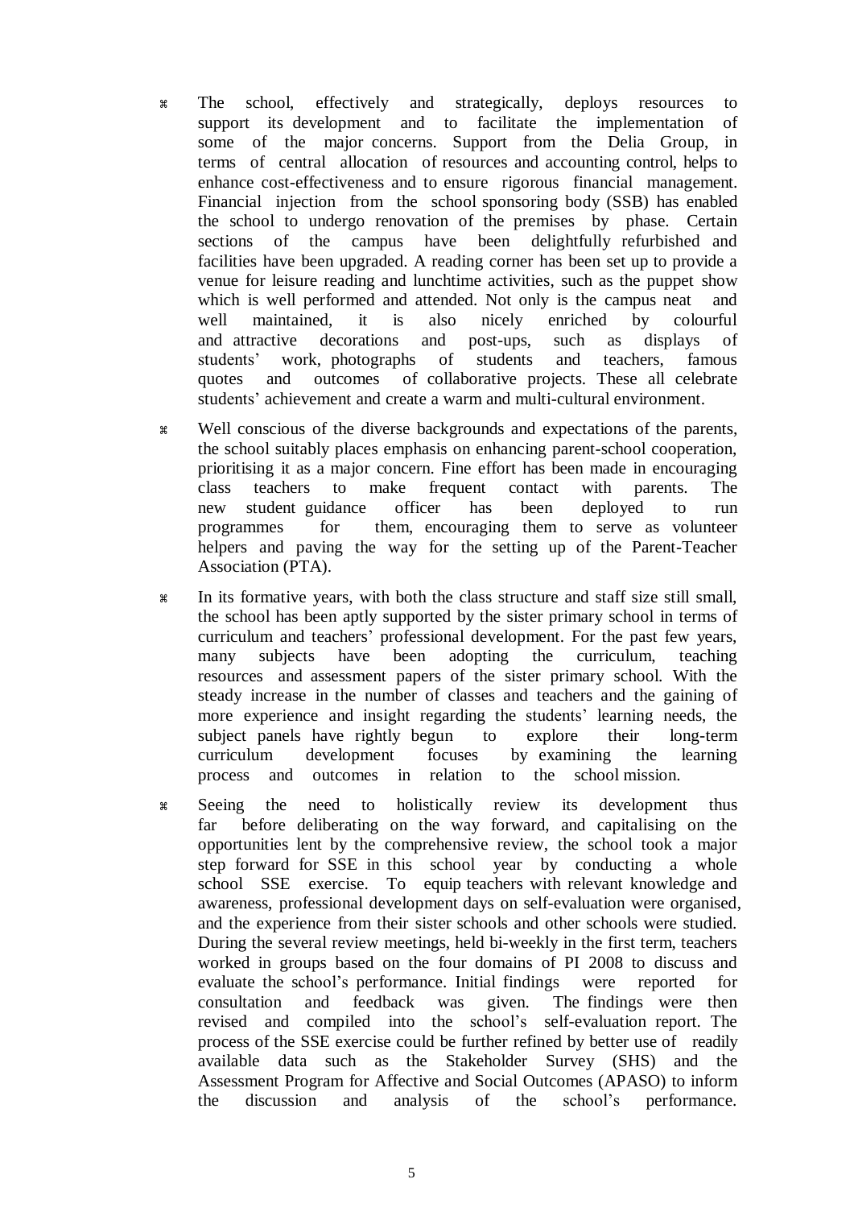- The school, effectively and strategically, deploys resources to support its development and to facilitate the implementation of some of the major concerns. Support from the Delia Group, in terms of central allocation of resources and accounting control, helps to enhance cost-effectiveness and to ensure rigorous financial management. Financial injection from the school sponsoring body (SSB) has enabled the school to undergo renovation of the premises by phase. Certain sections of the campus have been delightfully refurbished and facilities have been upgraded. A reading corner has been set up to provide a venue for leisure reading and lunchtime activities, such as the puppet show which is well performed and attended. Not only is the campus neat and well maintained, it is also nicely enriched by colourful and attractive decorations and post-ups, such as displays of students' work, photographs of students and teachers, famous quotes and outcomes of collaborative projects. These all celebrate students' achievement and create a warm and multi-cultural environment.

- Well conscious of the diverse backgrounds and expectations of the parents, the school suitably places emphasis on enhancing parent-school cooperation, prioritising it as a major concern. Fine effort has been made in encouraging class teachers to make frequent contact with parents. The new student guidance officer has been deployed to run programmes for them, encouraging them to serve as volunteer helpers and paving the way for the setting up of the Parent-Teacher Association (PTA).

- In its formative years, with both the class structure and staff size still small, the school has been aptly supported by the sister primary school in terms of curriculum and teachers' professional development. For the past few years, many subjects have been adopting the curriculum, teaching resources and assessment papers of the sister primary school. With the steady increase in the number of classes and teachers and the gaining of more experience and insight regarding the students' learning needs, the subject panels have rightly begun to explore their long-term curriculum development focuses by examining the learning process and outcomes in relation to the school mission.

- Seeing the need to holistically review its development thus far before deliberating on the way forward, and capitalising on the opportunities lent by the comprehensive review, the school took a major step forward for SSE in this school year by conducting a whole school SSE exercise. To equip teachers with relevant knowledge and awareness, professional development days on self-evaluation were organised, and the experience from their sister schools and other schools were studied. During the several review meetings, held bi-weekly in the first term, teachers worked in groups based on the four domains of PI 2008 to discuss and evaluate the school's performance. Initial findings were reported for consultation and feedback was given. The findings were then revised and compiled into the school's self-evaluation report. The process of the SSE exercise could be further refined by better use of readily available data such as the Stakeholder Survey (SHS) and the Assessment Program for Affective and Social Outcomes (APASO) to inform the discussion and analysis of the school's performance.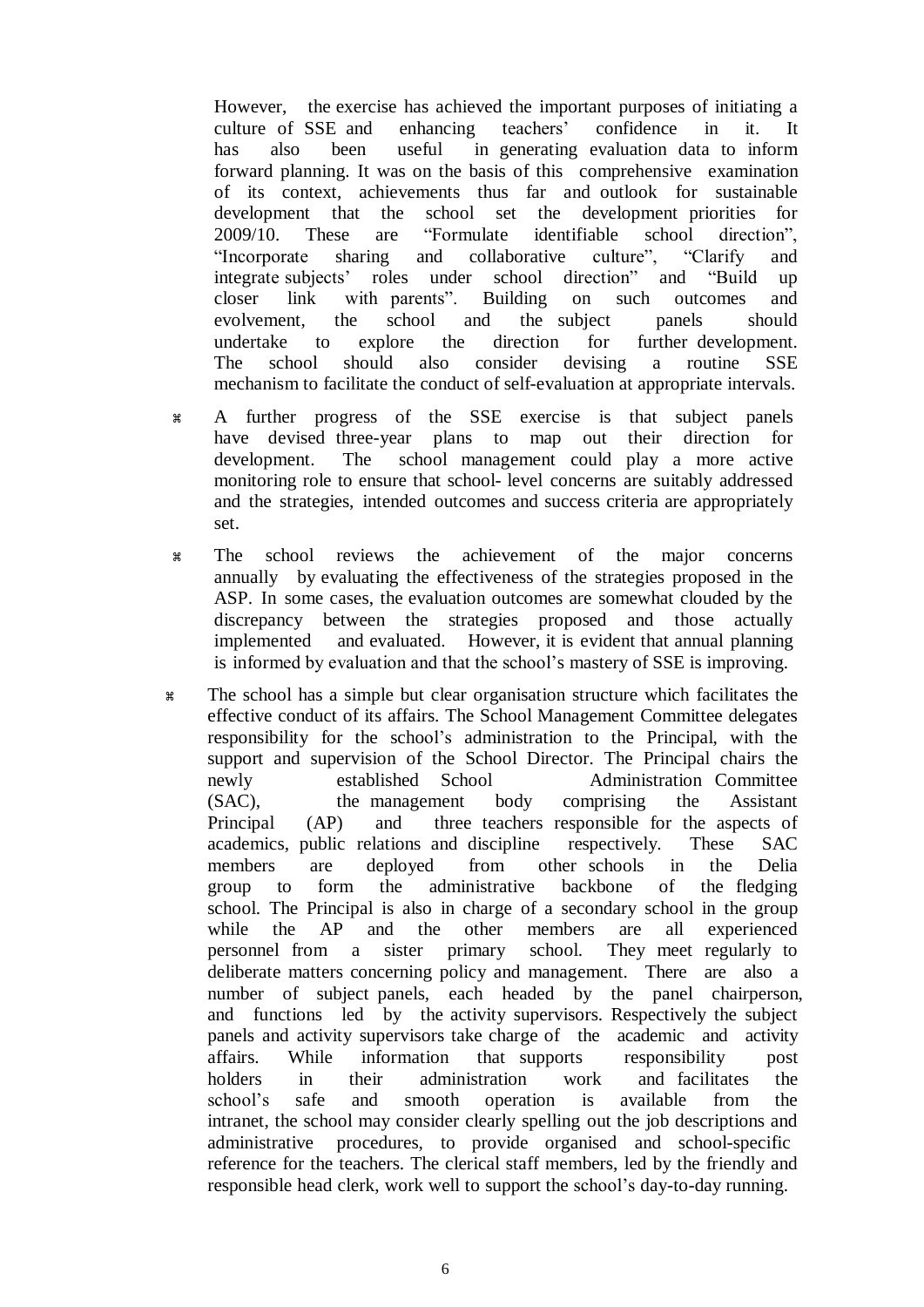However, the exercise has achieved the important purposes of initiating a culture of SSE and enhancing teachers' confidence in it. It has also been useful in generating evaluation data to inform forward planning. It was on the basis of this comprehensive examination of its context, achievements thus far and outlook for sustainable development that the school set the development priorities for 2009/10. These are "Formulate identifiable school direction", "Incorporate sharing and collaborative culture", "Clarify and integrate subjects' roles under school direction" and "Build up closer link with parents". Building on such outcomes and evolvement, the school and the subject panels should undertake to explore the direction for further development. The school should also consider devising a routine SSE mechanism to facilitate the conduct of self-evaluation at appropriate intervals.

- A further progress of the SSE exercise is that subject panels have devised three-year plans to map out their direction for development. The school management could play a more active monitoring role to ensure that school- level concerns are suitably addressed and the strategies, intended outcomes and success criteria are appropriately set.

- The school reviews the achievement of the major concerns annually by evaluating the effectiveness of the strategies proposed in the ASP. In some cases, the evaluation outcomes are somewhat clouded by the discrepancy between the strategies proposed and those actually implemented and evaluated. However, it is evident that annual planning is informed by evaluation and that the school's mastery of SSE is improving.

- The school has a simple but clear organisation structure which facilitates the effective conduct of its affairs. The School Management Committee delegates responsibility for the school's administration to the Principal, with the support and supervision of the School Director. The Principal chairs the newly established School Administration Committee (SAC), the management body comprising the Assistant Principal (AP) and three teachers responsible for the aspects of academics, public relations and discipline respectively. These SAC members are deployed from other schools in the Delia group to form the administrative backbone of the fledging school. The Principal is also in charge of a secondary school in the group while the AP and the other members are all experienced personnel from a sister primary school. They meet regularly to deliberate matters concerning policy and management. There are also a number of subject panels, each headed by the panel chairperson, and functions led by the activity supervisors. Respectively the subject panels and activity supervisors take charge of the academic and activity affairs. While information that supports responsibility post holders in their administration work and facilitates the school's safe and smooth operation is available from the intranet, the school may consider clearly spelling out the job descriptions and administrative procedures, to provide organised and school-specific reference for the teachers. The clerical staff members, led by the friendly and responsible head clerk, work well to support the school's day-to-day running.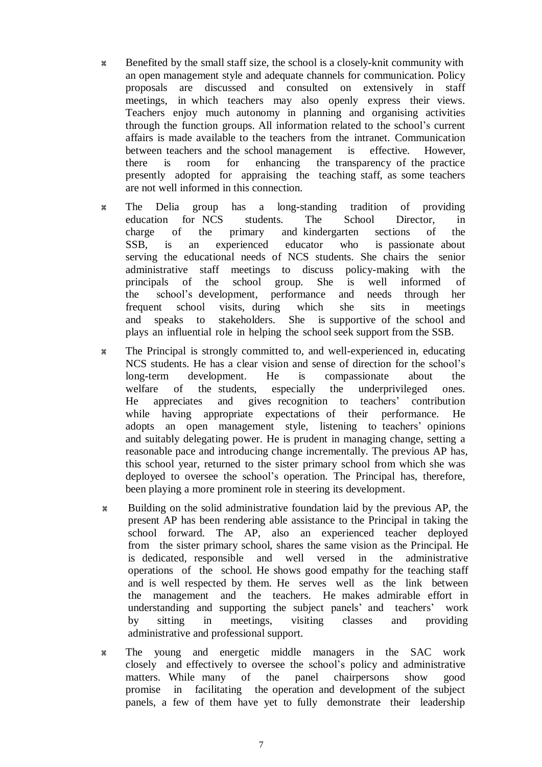- Benefited by the small staff size, the school is a closely-knit community with an open management style and adequate channels for communication. Policy proposals are discussed and consulted on extensively in staff meetings, in which teachers may also openly express their views. Teachers enjoy much autonomy in planning and organising activities through the function groups. All information related to the school's current affairs is made available to the teachers from the intranet. Communication between teachers and the school management is effective. However, there is room for enhancing the transparency of the practice presently adopted for appraising the teaching staff, as some teachers are not well informed in this connection.

- The Delia group has a long-standing tradition of providing education for NCS students. The School Director, in charge of the primary and kindergarten sections of the SSB, is an experienced educator who is passionate about serving the educational needs of NCS students. She chairs the senior administrative staff meetings to discuss policy-making with the principals of the school group. She is well informed of the school's development, performance and needs through her frequent school visits, during which she sits in meetings and speaks to stakeholders. She is supportive of the school and plays an influential role in helping the school seek support from the SSB.

- The Principal is strongly committed to, and well-experienced in, educating NCS students. He has a clear vision and sense of direction for the school's long-term development. He is compassionate about the welfare of the students, especially the underprivileged ones. He appreciates and gives recognition to teachers' contribution while having appropriate expectations of their performance. He adopts an open management style, listening to teachers' opinions and suitably delegating power. He is prudent in managing change, setting a reasonable pace and introducing change incrementally. The previous AP has, this school year, returned to the sister primary school from which she was deployed to oversee the school's operation. The Principal has, therefore, been playing a more prominent role in steering its development.

- Building on the solid administrative foundation laid by the previous AP, the present AP has been rendering able assistance to the Principal in taking the school forward. The AP, also an experienced teacher deployed from the sister primary school, shares the same vision as the Principal. He is dedicated, responsible and well versed in the administrative operations of the school. He shows good empathy for the teaching staff and is well respected by them. He serves well as the link between the management and the teachers. He makes admirable effort in understanding and supporting the subject panels' and teachers' work by sitting in meetings, visiting classes and providing administrative and professional support.

- The young and energetic middle managers in the SAC work closely and effectively to oversee the school's policy and administrative matters. While many of the panel chairpersons show good promise in facilitating the operation and development of the subject panels, a few of them have yet to fully demonstrate their leadership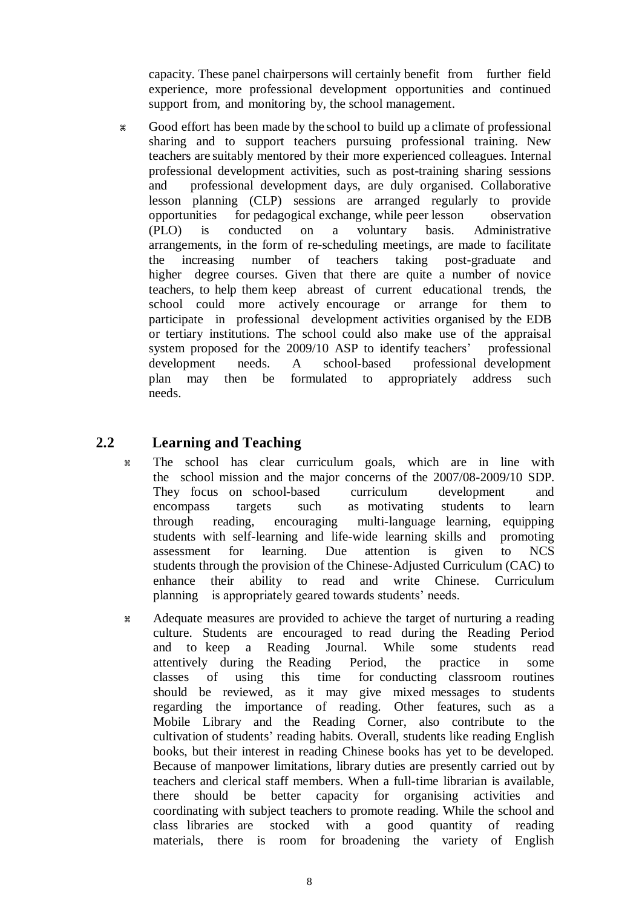capacity. These panel chairpersons will certainly benefit from further field experience, more professional development opportunities and continued support from, and monitoring by, the school management.

- Good effort has been made by the school to build up a climate of professional sharing and to support teachers pursuing professional training. New teachers are suitably mentored by their more experienced colleagues. Internal professional development activities, such as post-training sharing sessions and professional development days, are duly organised. Collaborative lesson planning (CLP) sessions are arranged regularly to provide opportunities for pedagogical exchange, while peer lesson observation (PLO) is conducted on a voluntary basis. Administrative arrangements, in the form of re-scheduling meetings, are made to facilitate the increasing number of teachers taking post-graduate and higher degree courses. Given that there are quite a number of novice teachers, to help them keep abreast of current educational trends, the school could more actively encourage or arrange for them to participate in professional development activities organised by the EDB or tertiary institutions. The school could also make use of the appraisal system proposed for the 2009/10 ASP to identify teachers' professional development needs. A school-based professional development plan may then be formulated to appropriately address such needs.

## 2.2 Learning and Teaching

- The school has clear curriculum goals, which are in line with the school mission and the major concerns of the 2007/08-2009/10 SDP. They focus on school-based curriculum development and encompass targets such as motivating students to learn through reading, encouraging multi-language learning, equipping students with self-learning and life-wide learning skills and promoting assessment for learning. Due attention is given to NCS students through the provision of the Chinese-Adjusted Curriculum (CAC) to enhance their ability to read and write Chinese. Curriculum planning is appropriately geared towards students' needs.

- Adequate measures are provided to achieve the target of nurturing a reading culture. Students are encouraged to read during the Reading Period and to keep a Reading Journal. While some students read attentively during the Reading Period, the practice in some classes of using this time for conducting classroom routines should be reviewed, as it may give mixed messages to students regarding the importance of reading. Other features, such as a Mobile Library and the Reading Corner, also contribute to the cultivation of students' reading habits. Overall, students like reading English books, but their interest in reading Chinese books has yet to be developed. Because of manpower limitations, library duties are presently carried out by teachers and clerical staff members. When a full-time librarian is available, there should be better capacity for organising activities and coordinating with subject teachers to promote reading. While the school and class libraries are stocked with a good quantity of reading materials, there is room for broadening the variety of English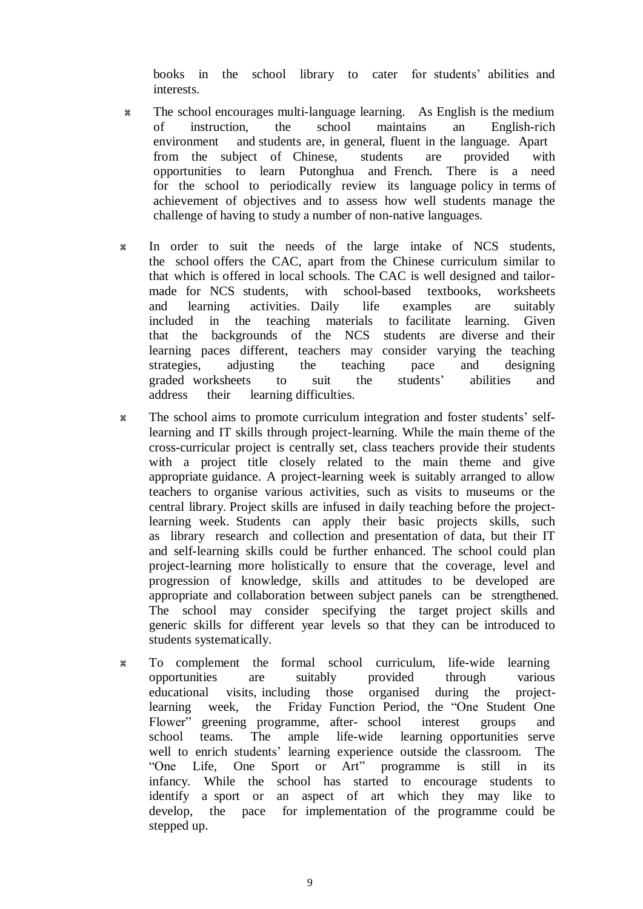books in the school library to cater for students' abilities and interests.

- The school encourages multi-language learning. As English is the medium of instruction, the school maintains an English-rich environment and students are, in general, fluent in the language. Apart from the subject of Chinese, students are provided with opportunities to learn Putonghua and French. There is a need for the school to periodically review its language policy in terms of achievement of objectives and to assess how well students manage the challenge of having to study a number of non-native languages.

- In order to suit the needs of the large intake of NCS students, the school offers the CAC, apart from the Chinese curriculum similar to that which is offered in local schools. The CAC is well designed and tailor-made for NCS students, with school-based textbooks, worksheets and learning activities. Daily life examples are suitably included in the teaching materials to facilitate learning. Given that the backgrounds of the NCS students are diverse and their learning paces different, teachers may consider varying the teaching strategies, adjusting the teaching pace and designing graded worksheets to suit the students' abilities and address their learning difficulties.

- The school aims to promote curriculum integration and foster students' self-learning and IT skills through project-learning. While the main theme of the cross-curricular project is centrally set, class teachers provide their students with a project title closely related to the main theme and give appropriate guidance. A project-learning week is suitably arranged to allow teachers to organise various activities, such as visits to museums or the central library. Project skills are infused in daily teaching before the project-learning week. Students can apply their basic projects skills, such as library research and collection and presentation of data, but their IT and self-learning skills could be further enhanced. The school could plan project-learning more holistically to ensure that the coverage, level and progression of knowledge, skills and attitudes to be developed are appropriate and collaboration between subject panels can be strengthened. The school may consider specifying the target project skills and generic skills for different year levels so that they can be introduced to students systematically.

- To complement the formal school curriculum, life-wide learning opportunities are suitably provided through various educational visits, including those organised during the project-learning week, the Friday Function Period, the "One Student One Flower" greening programme, after- school interest groups and school teams. The ample life-wide learning opportunities serve well to enrich students' learning experience outside the classroom. The "One Life, One Sport or Art" programme is still in its infancy. While the school has started to encourage students to identify a sport or an aspect of art which they may like to develop, the pace for implementation of the programme could be stepped up.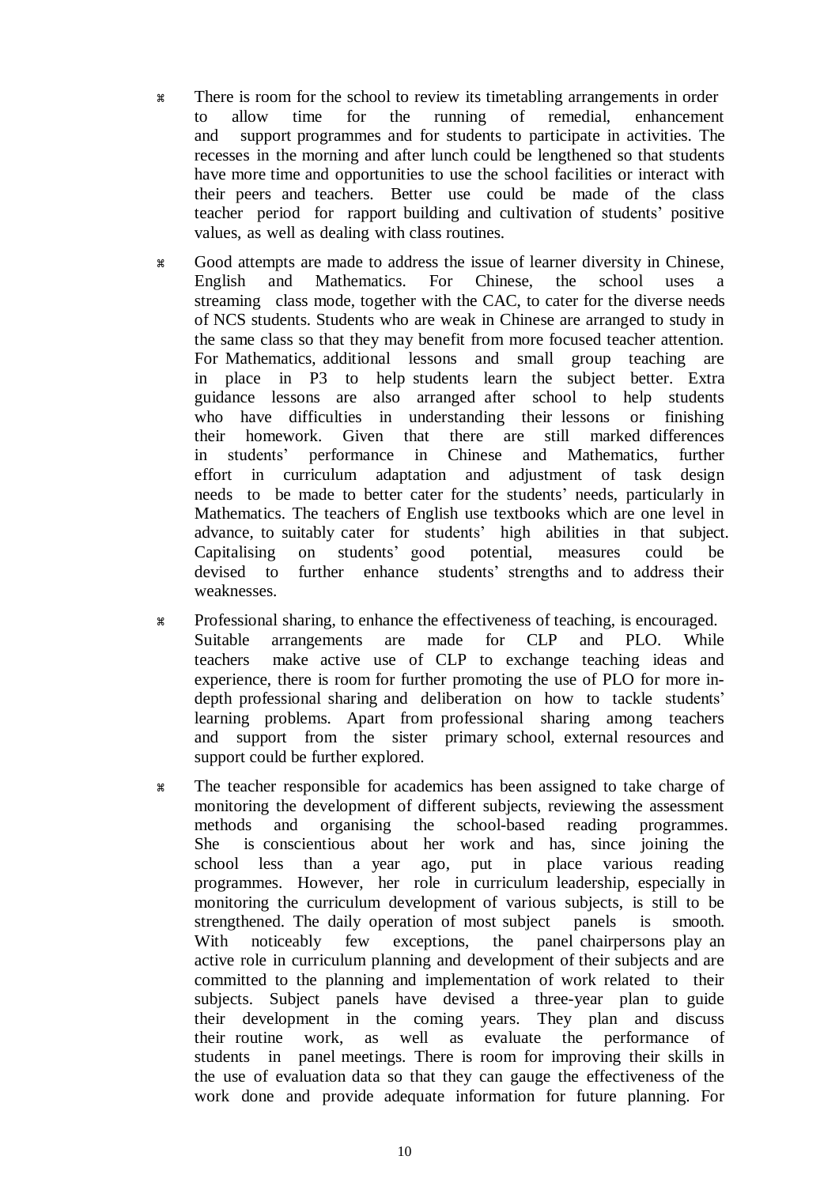- There is room for the school to review its timetabling arrangements in order to allow time for the running of remedial, enhancement and support programmes and for students to participate in activities. The recesses in the morning and after lunch could be lengthened so that students have more time and opportunities to use the school facilities or interact with their peers and teachers. Better use could be made of the class teacher period for rapport building and cultivation of students' positive values, as well as dealing with class routines.

- Good attempts are made to address the issue of learner diversity in Chinese, English and Mathematics. For Chinese, the school uses a streaming class mode, together with the CAC, to cater for the diverse needs of NCS students. Students who are weak in Chinese are arranged to study in the same class so that they may benefit from more focused teacher attention. For Mathematics, additional lessons and small group teaching are in place in P3 to help students learn the subject better. Extra guidance lessons are also arranged after school to help students who have difficulties in understanding their lessons or finishing their homework. Given that there are still marked differences in students' performance in Chinese and Mathematics, further effort in curriculum adaptation and adjustment of task design needs to be made to better cater for the students' needs, particularly in Mathematics. The teachers of English use textbooks which are one level in advance, to suitably cater for students' high abilities in that subject. Capitalising on students' good potential, measures could be devised to further enhance students' strengths and to address their weaknesses.

- Professional sharing, to enhance the effectiveness of teaching, is encouraged. Suitable arrangements are made for CLP and PLO. While teachers make active use of CLP to exchange teaching ideas and experience, there is room for further promoting the use of PLO for more in-depth professional sharing and deliberation on how to tackle students' learning problems. Apart from professional sharing among teachers and support from the sister primary school, external resources and support could be further explored.

- The teacher responsible for academics has been assigned to take charge of monitoring the development of different subjects, reviewing the assessment methods and organising the school-based reading programmes. She is conscientious about her work and has, since joining the school less than a year ago, put in place various reading programmes. However, her role in curriculum leadership, especially in monitoring the curriculum development of various subjects, is still to be strengthened. The daily operation of most subject panels is smooth. With noticeably few exceptions, the panel chairpersons play an active role in curriculum planning and development of their subjects and are committed to the planning and implementation of work related to their subjects. Subject panels have devised a three-year plan to guide their development in the coming years. They plan and discuss their routine work, as well as evaluate the performance of students in panel meetings. There is room for improving their skills in the use of evaluation data so that they can gauge the effectiveness of the work done and provide adequate information for future planning. For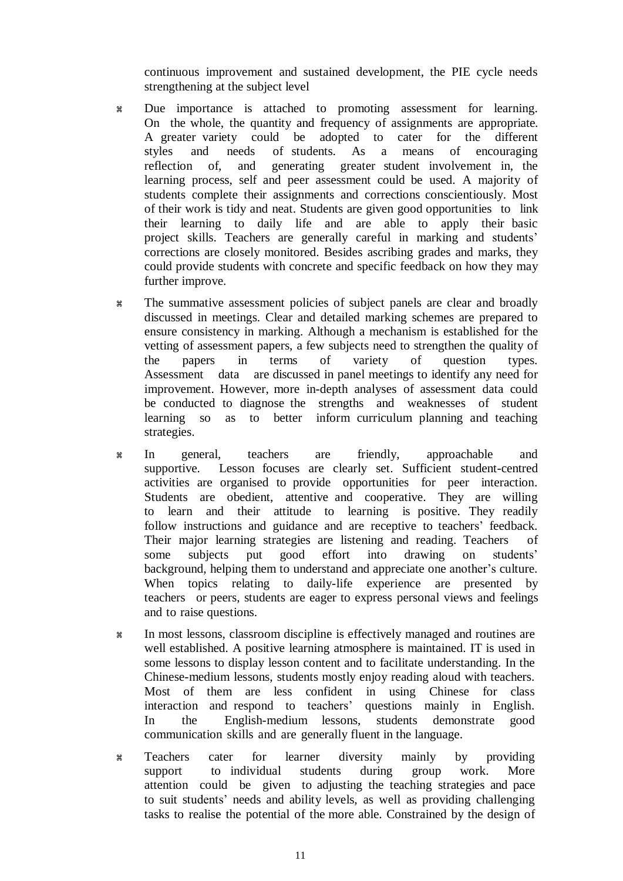continuous improvement and sustained development, the PIE cycle needs strengthening at the subject level

- Due importance is attached to promoting assessment for learning. On the whole, the quantity and frequency of assignments are appropriate. A greater variety could be adopted to cater for the different styles and needs of students. As a means of encouraging reflection of, and generating greater student involvement in, the learning process, self and peer assessment could be used. A majority of students complete their assignments and corrections conscientiously. Most of their work is tidy and neat. Students are given good opportunities to link their learning to daily life and are able to apply their basic project skills. Teachers are generally careful in marking and students' corrections are closely monitored. Besides ascribing grades and marks, they could provide students with concrete and specific feedback on how they may further improve.

- The summative assessment policies of subject panels are clear and broadly discussed in meetings. Clear and detailed marking schemes are prepared to ensure consistency in marking. Although a mechanism is established for the vetting of assessment papers, a few subjects need to strengthen the quality of the papers in terms of variety of question types. Assessment data are discussed in panel meetings to identify any need for improvement. However, more in-depth analyses of assessment data could be conducted to diagnose the strengths and weaknesses of student learning so as to better inform curriculum planning and teaching strategies.

- In general, teachers are friendly, approachable and supportive. Lesson focuses are clearly set. Sufficient student-centred activities are organised to provide opportunities for peer interaction. Students are obedient, attentive and cooperative. They are willing to learn and their attitude to learning is positive. They readily follow instructions and guidance and are receptive to teachers' feedback. Their major learning strategies are listening and reading. Teachers of some subjects put good effort into drawing on students' background, helping them to understand and appreciate one another's culture. When topics relating to daily-life experience are presented by teachers or peers, students are eager to express personal views and feelings and to raise questions.

- In most lessons, classroom discipline is effectively managed and routines are well established. A positive learning atmosphere is maintained. IT is used in some lessons to display lesson content and to facilitate understanding. In the Chinese-medium lessons, students mostly enjoy reading aloud with teachers. Most of them are less confident in using Chinese for class interaction and respond to teachers' questions mainly in English. In the English-medium lessons, students demonstrate good communication skills and are generally fluent in the language.

- Teachers cater for learner diversity mainly by providing support to individual students during group work. More attention could be given to adjusting the teaching strategies and pace to suit students' needs and ability levels, as well as providing challenging tasks to realise the potential of the more able. Constrained by the design of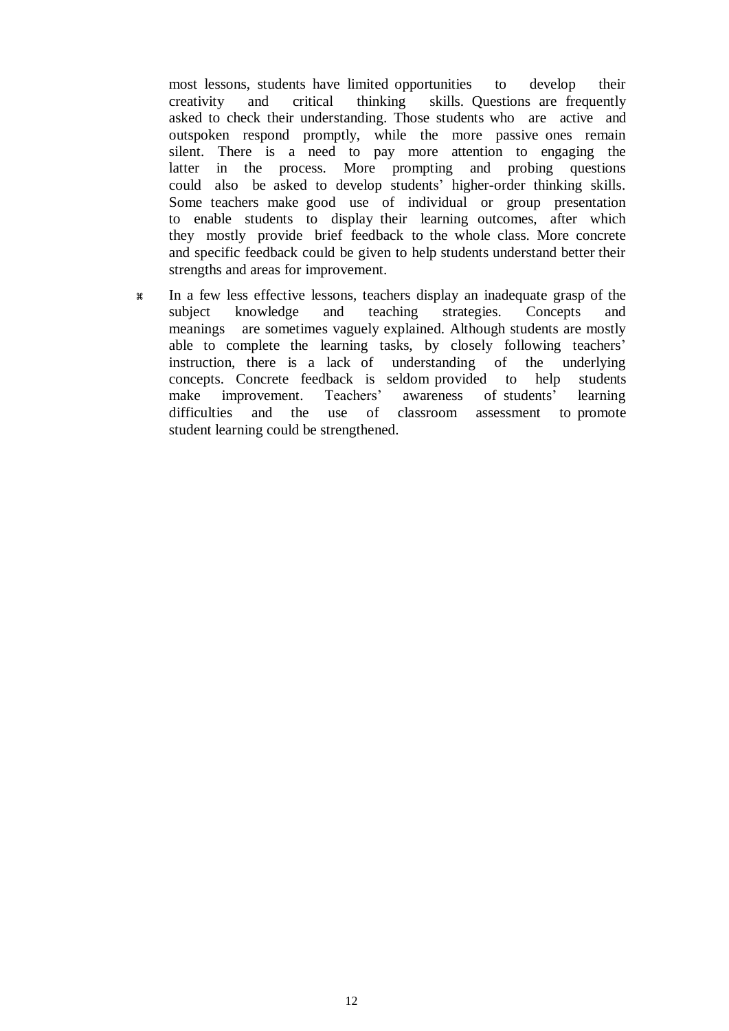most lessons, students have limited opportunities to develop their creativity and critical thinking skills. Questions are frequently asked to check their understanding. Those students who are active and outspoken respond promptly, while the more passive ones remain silent. There is a need to pay more attention to engaging the latter in the process. More prompting and probing questions could also be asked to develop students' higher-order thinking skills. Some teachers make good use of individual or group presentation to enable students to display their learning outcomes, after which they mostly provide brief feedback to the whole class. More concrete and specific feedback could be given to help students understand better their strengths and areas for improvement.

- In a few less effective lessons, teachers display an inadequate grasp of the subject knowledge and teaching strategies. Concepts and meanings are sometimes vaguely explained. Although students are mostly able to complete the learning tasks, by closely following teachers' instruction, there is a lack of understanding of the underlying concepts. Concrete feedback is seldom provided to help students make improvement. Teachers' awareness of students' learning difficulties and the use of classroom assessment to promote student learning could be strengthened.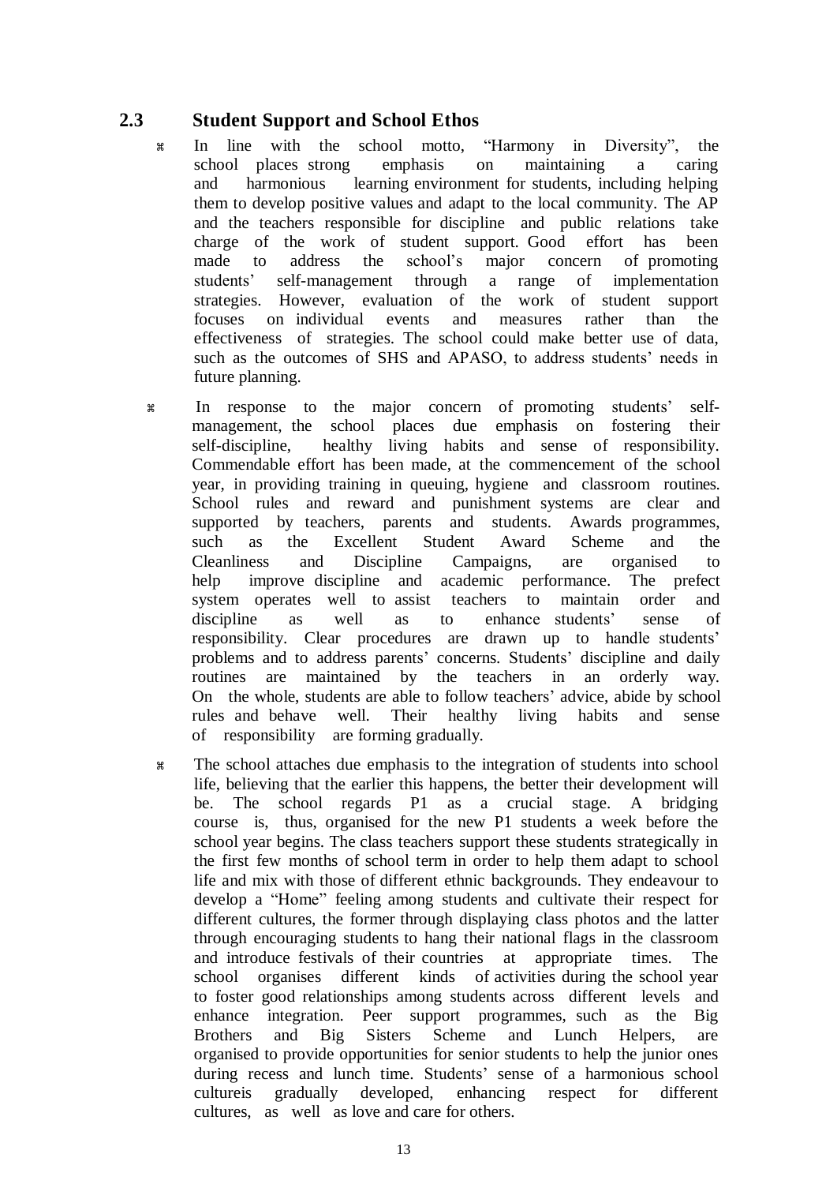## 2.3 Student Support and School Ethos

- In line with the school motto, "Harmony in Diversity", the school places strong emphasis on maintaining a caring and harmonious learning environment for students, including helping them to develop positive values and adapt to the local community. The AP and the teachers responsible for discipline and public relations take charge of the work of student support. Good effort has been made to address the school's major concern of promoting students' self-management through a range of implementation strategies. However, evaluation of the work of student support focuses on individual events and measures rather than the effectiveness of strategies. The school could make better use of data, such as the outcomes of SHS and APASO, to address students' needs in future planning.

- In response to the major concern of promoting students' self-management, the school places due emphasis on fostering their self-discipline, healthy living habits and sense of responsibility. Commendable effort has been made, at the commencement of the school year, in providing training in queuing, hygiene and classroom routines. School rules and reward and punishment systems are clear and supported by teachers, parents and students. Awards programmes, such as the Excellent Student Award Scheme and the Cleanliness and Discipline Campaigns, are organised to help improve discipline and academic performance. The prefect system operates well to assist teachers to maintain order and discipline as well as to enhance students' sense of responsibility. Clear procedures are drawn up to handle students' problems and to address parents' concerns. Students' discipline and daily routines are maintained by the teachers in an orderly way. On the whole, students are able to follow teachers' advice, abide by school rules and behave well. Their healthy living habits and sense of responsibility are forming gradually.

- The school attaches due emphasis to the integration of students into school life, believing that the earlier this happens, the better their development will be. The school regards P1 as a crucial stage. A bridging course is, thus, organised for the new P1 students a week before the school year begins. The class teachers support these students strategically in the first few months of school term in order to help them adapt to school life and mix with those of different ethnic backgrounds. They endeavour to develop a "Home" feeling among students and cultivate their respect for different cultures, the former through displaying class photos and the latter through encouraging students to hang their national flags in the classroom and introduce festivals of their countries at appropriate times. The school organises different kinds of activities during the school year to foster good relationships among students across different levels and enhance integration. Peer support programmes, such as the Big Brothers and Big Sisters Scheme and Lunch Helpers, are organised to provide opportunities for senior students to help the junior ones during recess and lunch time. Students' sense of a harmonious school cultureis gradually developed, enhancing respect for different cultures, as well as love and care for others.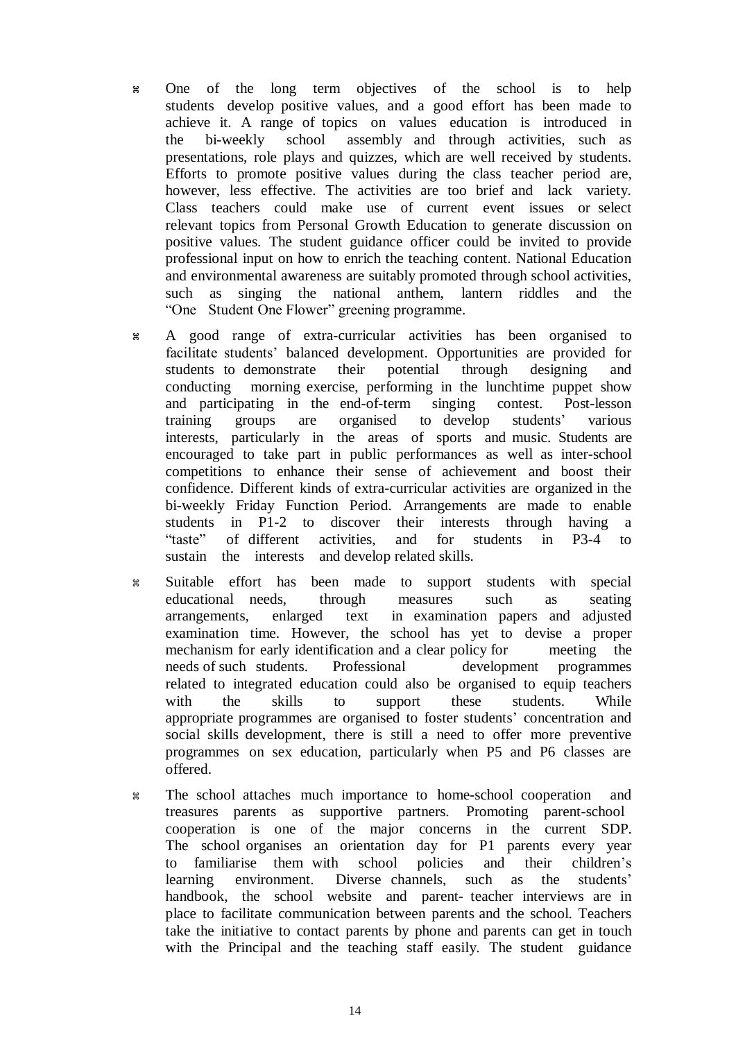- One of the long term objectives of the school is to help students develop positive values, and a good effort has been made to achieve it. A range of topics on values education is introduced in the bi-weekly school assembly and through activities, such as presentations, role plays and quizzes, which are well received by students. Efforts to promote positive values during the class teacher period are, however, less effective. The activities are too brief and lack variety. Class teachers could make use of current event issues or select relevant topics from Personal Growth Education to generate discussion on positive values. The student guidance officer could be invited to provide professional input on how to enrich the teaching content. National Education and environmental awareness are suitably promoted through school activities, such as singing the national anthem, lantern riddles and the "One Student One Flower" greening programme.

- A good range of extra-curricular activities has been organised to facilitate students' balanced development. Opportunities are provided for students to demonstrate their potential through designing and conducting morning exercise, performing in the lunchtime puppet show and participating in the end-of-term singing contest. Post-lesson training groups are organised to develop students' various interests, particularly in the areas of sports and music. Students are encouraged to take part in public performances as well as inter-school competitions to enhance their sense of achievement and boost their confidence. Different kinds of extra-curricular activities are organized in the bi-weekly Friday Function Period. Arrangements are made to enable students in P1-2 to discover their interests through having a "taste" of different activities, and for students in P3-4 to sustain the interests and develop related skills.

- Suitable effort has been made to support students with special educational needs, through measures such as seating arrangements, enlarged text in examination papers and adjusted examination time. However, the school has yet to devise a proper mechanism for early identification and a clear policy for meeting the needs of such students. Professional development programmes related to integrated education could also be organised to equip teachers with the skills to support these students. While appropriate programmes are organised to foster students' concentration and social skills development, there is still a need to offer more preventive programmes on sex education, particularly when P5 and P6 classes are offered.

- The school attaches much importance to home-school cooperation and treasures parents as supportive partners. Promoting parent-school cooperation is one of the major concerns in the current SDP. The school organises an orientation day for P1 parents every year to familiarise them with school policies and their children's learning environment. Diverse channels, such as the students' handbook, the school website and parent- teacher interviews are in place to facilitate communication between parents and the school. Teachers take the initiative to contact parents by phone and parents can get in touch with the Principal and the teaching staff easily. The student guidance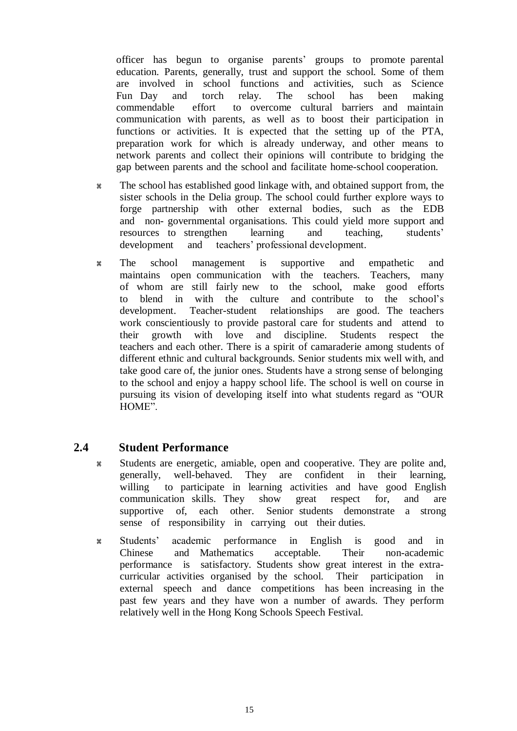officer has begun to organise parents' groups to promote parental education. Parents, generally, trust and support the school. Some of them are involved in school functions and activities, such as Science Fun Day and torch relay. The school has been making commendable effort to overcome cultural barriers and maintain communication with parents, as well as to boost their participation in functions or activities. It is expected that the setting up of the PTA, preparation work for which is already underway, and other means to network parents and collect their opinions will contribute to bridging the gap between parents and the school and facilitate home-school cooperation.

- The school has established good linkage with, and obtained support from, the sister schools in the Delia group. The school could further explore ways to forge partnership with other external bodies, such as the EDB and non- governmental organisations. This could yield more support and resources to strengthen learning and teaching, students' development and teachers' professional development.
- The school management is supportive and empathetic and maintains open communication with the teachers. Teachers, many of whom are still fairly new to the school, make good efforts to blend in with the culture and contribute to the school's development. Teacher-student relationships are good. The teachers work conscientiously to provide pastoral care for students and attend to their growth with love and discipline. Students respect the teachers and each other. There is a spirit of camaraderie among students of different ethnic and cultural backgrounds. Senior students mix well with, and take good care of, the junior ones. Students have a strong sense of belonging to the school and enjoy a happy school life. The school is well on course in pursuing its vision of developing itself into what students regard as "OUR HOME".

## 2.4 Student Performance

- Students are energetic, amiable, open and cooperative. They are polite and, generally, well-behaved. They are confident in their learning, willing to participate in learning activities and have good English communication skills. They show great respect for, and are supportive of, each other. Senior students demonstrate a strong sense of responsibility in carrying out their duties.
- Students' academic performance in English is good and in Chinese and Mathematics acceptable. Their non-academic performance is satisfactory. Students show great interest in the extra-curricular activities organised by the school. Their participation in external speech and dance competitions has been increasing in the past few years and they have won a number of awards. They perform relatively well in the Hong Kong Schools Speech Festival.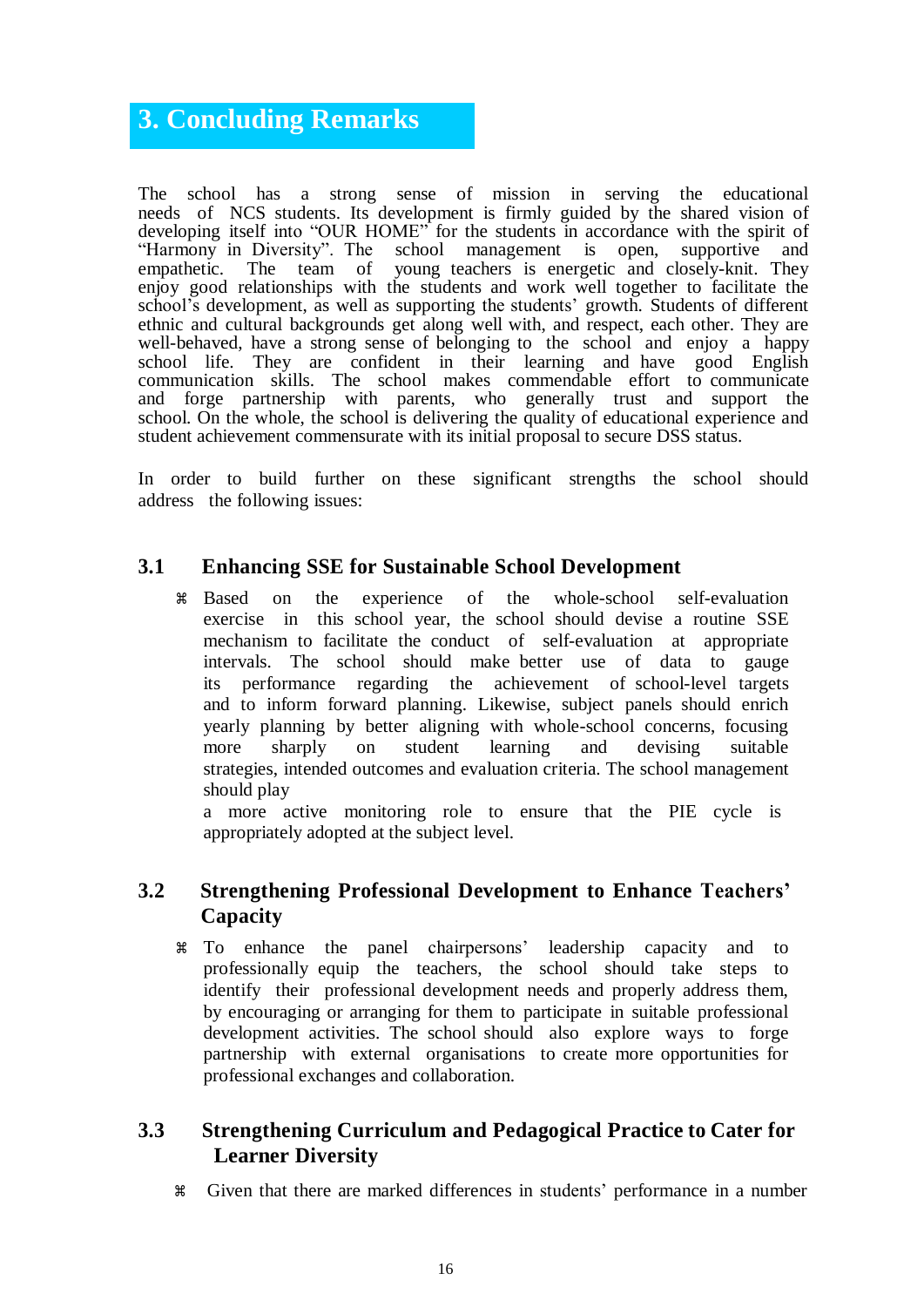# 3. Concluding Remarks

The school has a strong sense of mission in serving the educational needs of NCS students. Its development is firmly guided by the shared vision of developing itself into "OUR HOME" for the students in accordance with the spirit of "Harmony in Diversity". The school management is open, supportive and empathetic. The team of young teachers is energetic and closely-knit. They enjoy good relationships with the students and work well together to facilitate the school's development, as well as supporting the students' growth. Students of different ethnic and cultural backgrounds get along well with, and respect, each other. They are well-behaved, have a strong sense of belonging to the school and enjoy a happy school life. They are confident in their learning and have good English communication skills. The school makes commendable effort to communicate and forge partnership with parents, who generally trust and support the school. On the whole, the school is delivering the quality of educational experience and student achievement commensurate with its initial proposal to secure DSS status.

In order to build further on these significant strengths the school should address the following issues:

## 3.1 Enhancing SSE for Sustainable School Development

- Based on the experience of the whole-school self-evaluation exercise in this school year, the school should devise a routine SSE mechanism to facilitate the conduct of self-evaluation at appropriate intervals. The school should make better use of data to gauge its performance regarding the achievement of school-level targets and to inform forward planning. Likewise, subject panels should enrich yearly planning by better aligning with whole-school concerns, focusing more sharply on student learning and devising suitable strategies, intended outcomes and evaluation criteria. The school management should play a more active monitoring role to ensure that the PIE cycle is appropriately adopted at the subject level.

## 3.2 Strengthening Professional Development to Enhance Teachers' Capacity

- To enhance the panel chairpersons' leadership capacity and to professionally equip the teachers, the school should take steps to identify their professional development needs and properly address them, by encouraging or arranging for them to participate in suitable professional development activities. The school should also explore ways to forge partnership with external organisations to create more opportunities for professional exchanges and collaboration.

## 3.3 Strengthening Curriculum and Pedagogical Practice to Cater for Learner Diversity

- Given that there are marked differences in students' performance in a number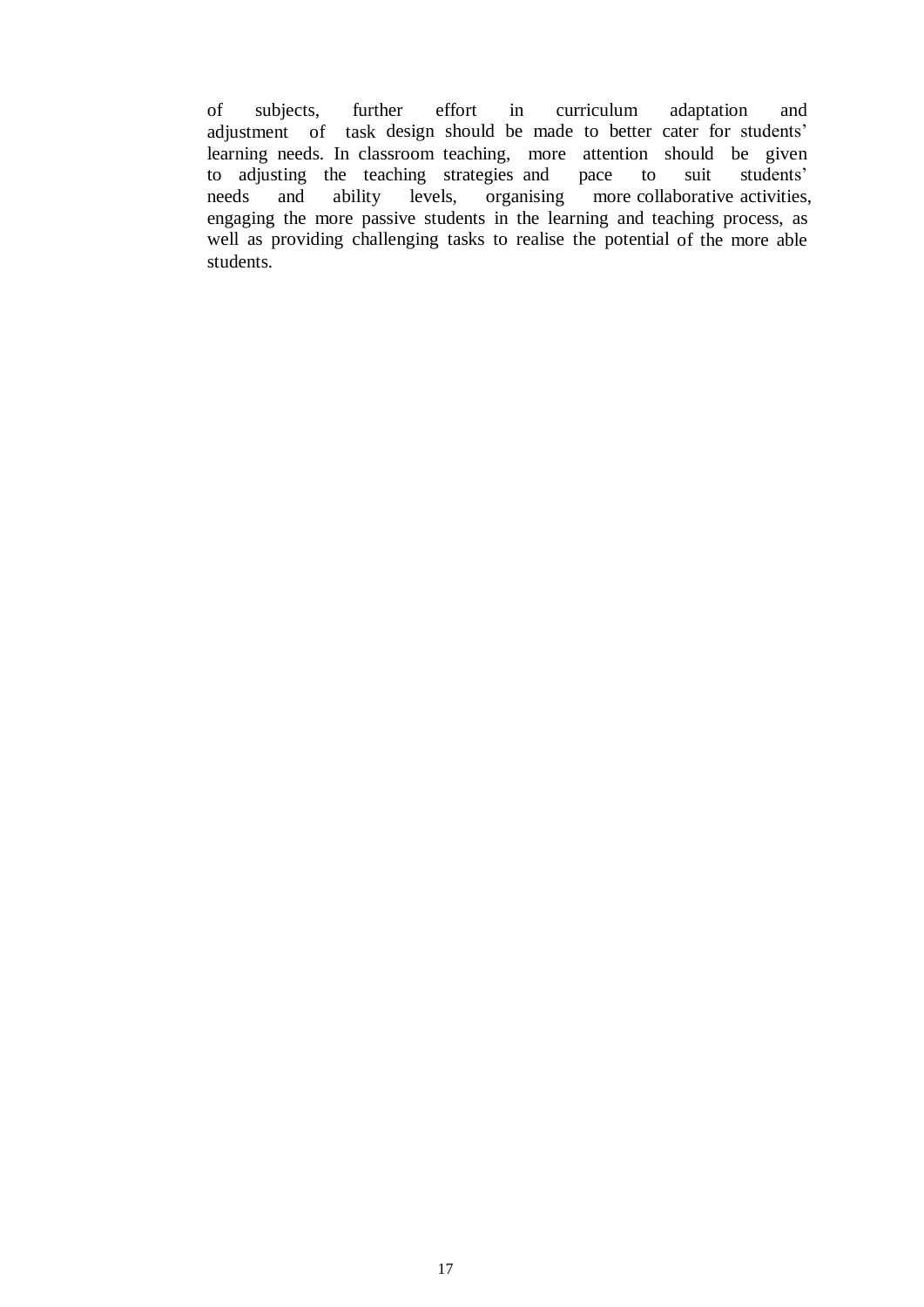of subjects, further effort in curriculum adaptation and adjustment of task design should be made to better cater for students' learning needs. In classroom teaching, more attention should be given to adjusting the teaching strategies and pace to suit students' needs and ability levels, organising more collaborative activities, engaging the more passive students in the learning and teaching process, as well as providing challenging tasks to realise the potential of the more able students.